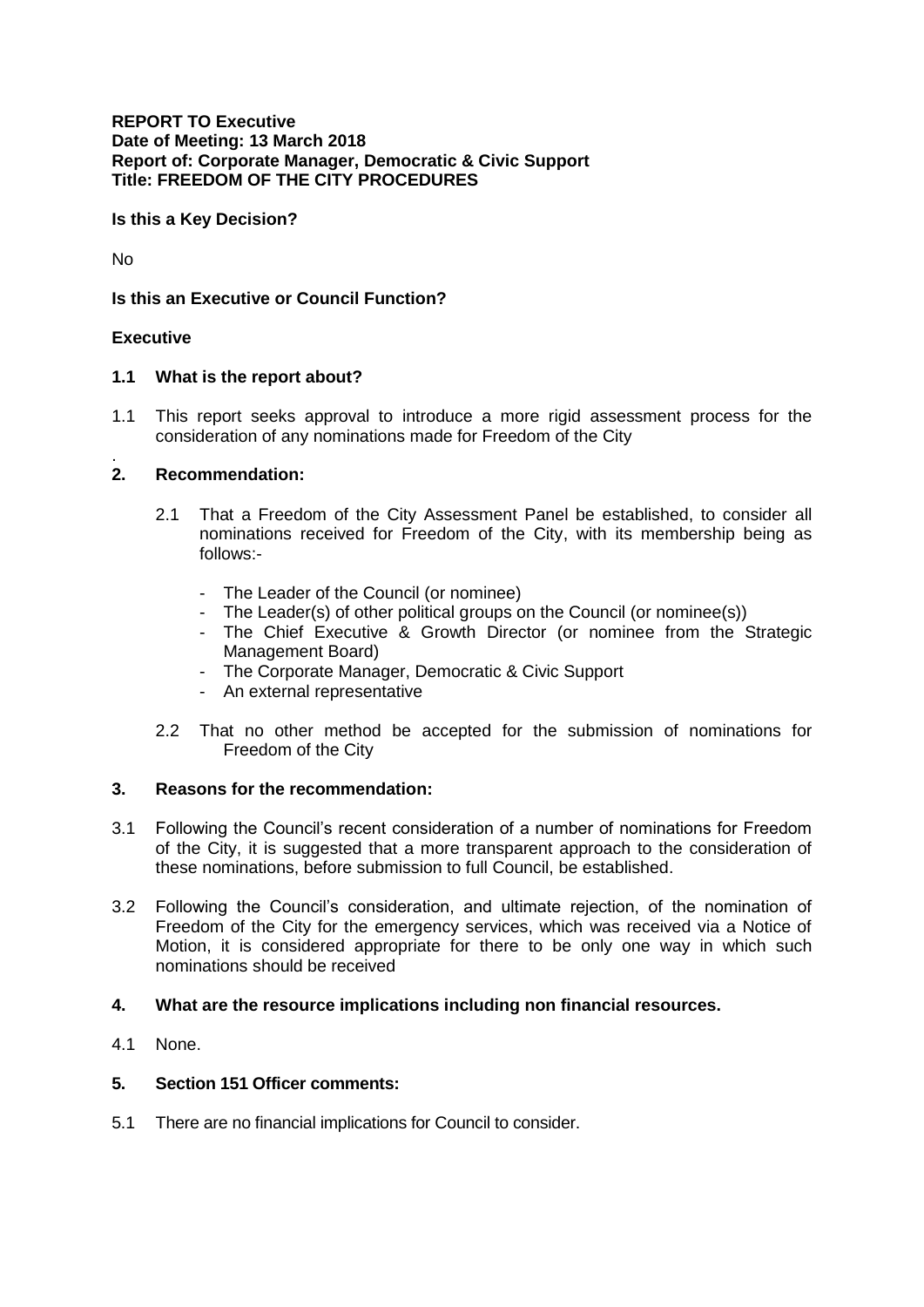**REPORT TO Executive**
**Date of Meeting: 13 March 2018**
**Report of: Corporate Manager, Democratic & Civic Support**
**Title: FREEDOM OF THE CITY PROCEDURES**

**Is this a Key Decision?**

No

**Is this an Executive or Council Function?**

**Executive**

## 1.1 What is the report about?

1.1 This report seeks approval to introduce a more rigid assessment process for the consideration of any nominations made for Freedom of the City

.

## 2. Recommendation:

2.1 That a Freedom of the City Assessment Panel be established, to consider all nominations received for Freedom of the City, with its membership being as follows:-

- The Leader of the Council (or nominee)
- The Leader(s) of other political groups on the Council (or nominee(s))
- The Chief Executive & Growth Director (or nominee from the Strategic Management Board)
- The Corporate Manager, Democratic & Civic Support
- An external representative

2.2 That no other method be accepted for the submission of nominations for Freedom of the City

## 3. Reasons for the recommendation:

3.1 Following the Council's recent consideration of a number of nominations for Freedom of the City, it is suggested that a more transparent approach to the consideration of these nominations, before submission to full Council, be established.

3.2 Following the Council's consideration, and ultimate rejection, of the nomination of Freedom of the City for the emergency services, which was received via a Notice of Motion, it is considered appropriate for there to be only one way in which such nominations should be received

## 4. What are the resource implications including non financial resources.

4.1 None.

## 5. Section 151 Officer comments:

5.1 There are no financial implications for Council to consider.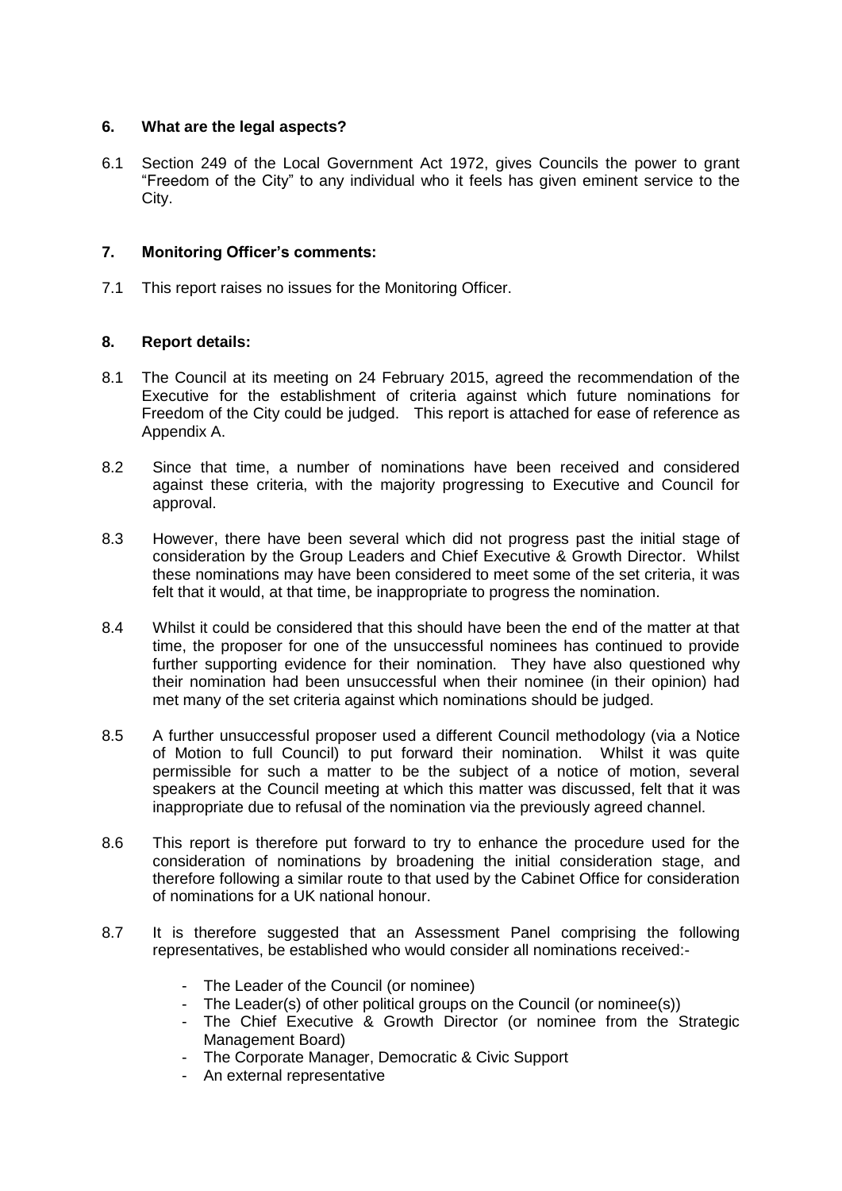## 6. What are the legal aspects?

6.1 Section 249 of the Local Government Act 1972, gives Councils the power to grant "Freedom of the City" to any individual who it feels has given eminent service to the City.

## 7. Monitoring Officer's comments:

7.1 This report raises no issues for the Monitoring Officer.

## 8. Report details:

8.1 The Council at its meeting on 24 February 2015, agreed the recommendation of the Executive for the establishment of criteria against which future nominations for Freedom of the City could be judged. This report is attached for ease of reference as Appendix A.

8.2 Since that time, a number of nominations have been received and considered against these criteria, with the majority progressing to Executive and Council for approval.

8.3 However, there have been several which did not progress past the initial stage of consideration by the Group Leaders and Chief Executive & Growth Director. Whilst these nominations may have been considered to meet some of the set criteria, it was felt that it would, at that time, be inappropriate to progress the nomination.

8.4 Whilst it could be considered that this should have been the end of the matter at that time, the proposer for one of the unsuccessful nominees has continued to provide further supporting evidence for their nomination. They have also questioned why their nomination had been unsuccessful when their nominee (in their opinion) had met many of the set criteria against which nominations should be judged.

8.5 A further unsuccessful proposer used a different Council methodology (via a Notice of Motion to full Council) to put forward their nomination. Whilst it was quite permissible for such a matter to be the subject of a notice of motion, several speakers at the Council meeting at which this matter was discussed, felt that it was inappropriate due to refusal of the nomination via the previously agreed channel.

8.6 This report is therefore put forward to try to enhance the procedure used for the consideration of nominations by broadening the initial consideration stage, and therefore following a similar route to that used by the Cabinet Office for consideration of nominations for a UK national honour.

8.7 It is therefore suggested that an Assessment Panel comprising the following representatives, be established who would consider all nominations received:-

- The Leader of the Council (or nominee)
- The Leader(s) of other political groups on the Council (or nominee(s))
- The Chief Executive & Growth Director (or nominee from the Strategic Management Board)
- The Corporate Manager, Democratic & Civic Support
- An external representative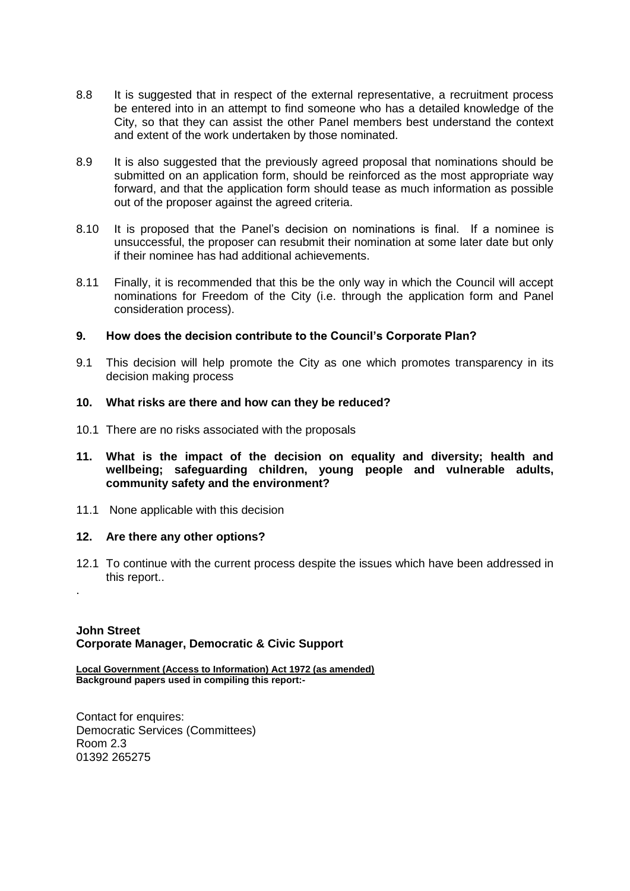8.8 It is suggested that in respect of the external representative, a recruitment process be entered into in an attempt to find someone who has a detailed knowledge of the City, so that they can assist the other Panel members best understand the context and extent of the work undertaken by those nominated.

8.9 It is also suggested that the previously agreed proposal that nominations should be submitted on an application form, should be reinforced as the most appropriate way forward, and that the application form should tease as much information as possible out of the proposer against the agreed criteria.

8.10 It is proposed that the Panel's decision on nominations is final. If a nominee is unsuccessful, the proposer can resubmit their nomination at some later date but only if their nominee has had additional achievements.

8.11 Finally, it is recommended that this be the only way in which the Council will accept nominations for Freedom of the City (i.e. through the application form and Panel consideration process).

## 9. How does the decision contribute to the Council's Corporate Plan?

9.1 This decision will help promote the City as one which promotes transparency in its decision making process

## 10. What risks are there and how can they be reduced?

10.1 There are no risks associated with the proposals

## 11. What is the impact of the decision on equality and diversity; health and wellbeing; safeguarding children, young people and vulnerable adults, community safety and the environment?

11.1 None applicable with this decision

## 12. Are there any other options?

12.1 To continue with the current process despite the issues which have been addressed in this report..

.

**John Street**
**Corporate Manager, Democratic & Civic Support**

**Local Government (Access to Information) Act 1972 (as amended)**
**Background papers used in compiling this report:-**

Contact for enquires:
Democratic Services (Committees)
Room 2.3
01392 265275